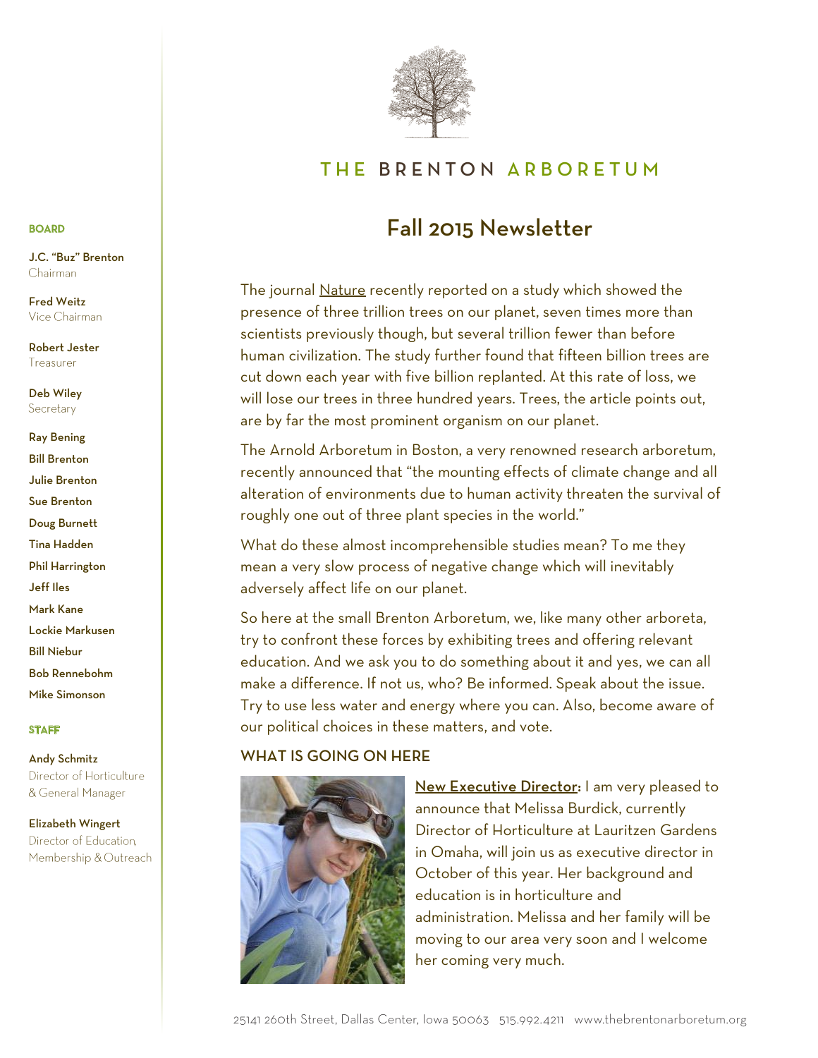# THE BRENTON ARBORETUM

## Fall 2015 Newsletter

The journal Nature recently reported on a study which showed the presence of three trillion trees on our planet, seven times more than scientists previously though, but several trillion fewer than before human civilization. The study further found that fifteen billion trees are cut down each year with five billion replanted. At this rate of loss, we will lose our trees in three hundred years. Trees, the article points out, are by far the most prominent organism on our planet.

The Arnold Arboretum in Boston, a very renowned research arboretum, recently announced that "the mounting effects of climate change and all alteration of environments due to human activity threaten the survival of roughly one out of three plant species in the world."

What do these almost incomprehensible studies mean? To me they mean a very slow process of negative change which will inevitably adversely affect life on our planet.

So here at the small Brenton Arboretum, we, like many other arboreta, try to confront these forces by exhibiting trees and offering relevant education. And we ask you to do something about it and yes, we can all make a difference. If not us, who? Be informed. Speak about the issue. Try to use less water and energy where you can. Also, become aware of our political choices in these matters, and vote.

### WHAT IS GOING ON HERE

**New Executive Director:** I am very pleased to announce that Melissa Burdick, currently Director of Horticulture at Lauritzen Gardens in Omaha, will join us as executive director in October of this year. Her background and education is in horticulture and administration. Melissa and her family will be moving to our area very soon and I welcome her coming very much.

**BOARD**

**J.C. "Buz" Brenton**
Chairman

**Fred Weitz**
Vice Chairman

**Robert Jester**
Treasurer

**Deb Wiley**
Secretary

**Ray Bening**
**Bill Brenton**
**Julie Brenton**
**Sue Brenton**
**Doug Burnett**
**Tina Hadden**
**Phil Harrington**
**Jeff Iles**
**Mark Kane**
**Lockie Markusen**
**Bill Niebur**
**Bob Rennebohm**
**Mike Simonson**

**STAFF**

**Andy Schmitz**
Director of Horticulture & General Manager

**Elizabeth Wingert**
Director of Education, Membership & Outreach

25141 260th Street, Dallas Center, Iowa 50063 515.992.4211 www.thebrentonarboretum.org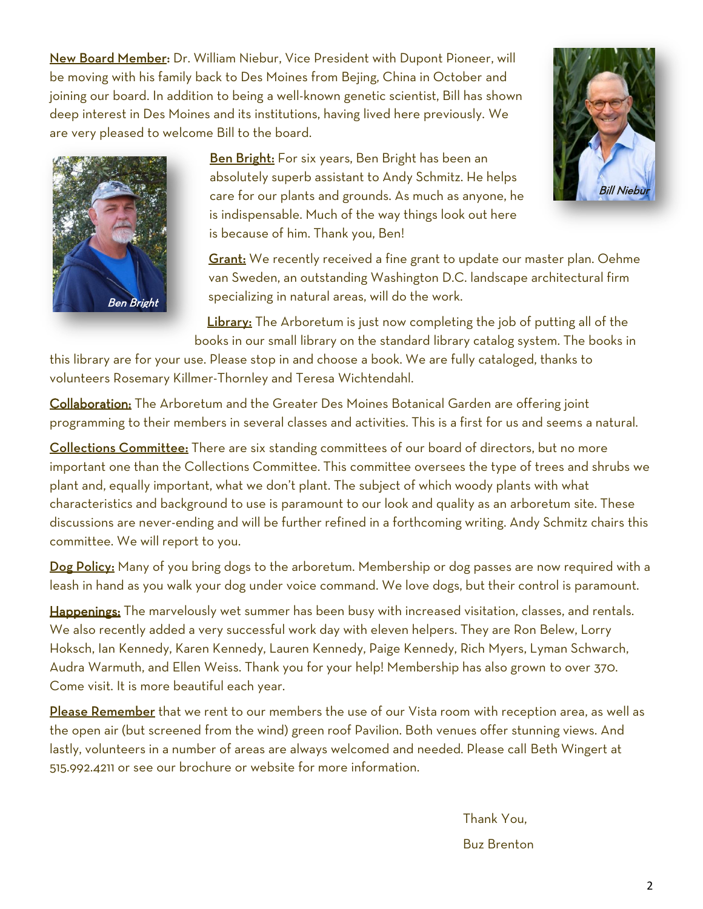**New Board Member:** Dr. William Niebur, Vice President with Dupont Pioneer, will be moving with his family back to Des Moines from Bejing, China in October and joining our board. In addition to being a well-known genetic scientist, Bill has shown deep interest in Des Moines and its institutions, having lived here previously. We are very pleased to welcome Bill to the board.

*Bill Niebur*

**Ben Bright:** For six years, Ben Bright has been an absolutely superb assistant to Andy Schmitz. He helps care for our plants and grounds. As much as anyone, he is indispensable. Much of the way things look out here is because of him. Thank you, Ben!

*Ben Bright*

**Grant:** We recently received a fine grant to update our master plan. Oehme van Sweden, an outstanding Washington D.C. landscape architectural firm specializing in natural areas, will do the work.

**Library:** The Arboretum is just now completing the job of putting all of the books in our small library on the standard library catalog system. The books in this library are for your use. Please stop in and choose a book. We are fully cataloged, thanks to volunteers Rosemary Killmer-Thornley and Teresa Wichtendahl.

**Collaboration:** The Arboretum and the Greater Des Moines Botanical Garden are offering joint programming to their members in several classes and activities. This is a first for us and seems a natural.

**Collections Committee:** There are six standing committees of our board of directors, but no more important one than the Collections Committee. This committee oversees the type of trees and shrubs we plant and, equally important, what we don't plant. The subject of which woody plants with what characteristics and background to use is paramount to our look and quality as an arboretum site. These discussions are never-ending and will be further refined in a forthcoming writing. Andy Schmitz chairs this committee. We will report to you.

**Dog Policy:** Many of you bring dogs to the arboretum. Membership or dog passes are now required with a leash in hand as you walk your dog under voice command. We love dogs, but their control is paramount.

**Happenings:** The marvelously wet summer has been busy with increased visitation, classes, and rentals. We also recently added a very successful work day with eleven helpers. They are Ron Belew, Lorry Hoksch, Ian Kennedy, Karen Kennedy, Lauren Kennedy, Paige Kennedy, Rich Myers, Lyman Schwarch, Audra Warmuth, and Ellen Weiss. Thank you for your help! Membership has also grown to over 370. Come visit. It is more beautiful each year.

**Please Remember** that we rent to our members the use of our Vista room with reception area, as well as the open air (but screened from the wind) green roof Pavilion. Both venues offer stunning views. And lastly, volunteers in a number of areas are always welcomed and needed. Please call Beth Wingert at 515.992.4211 or see our brochure or website for more information.

Thank You,

Buz Brenton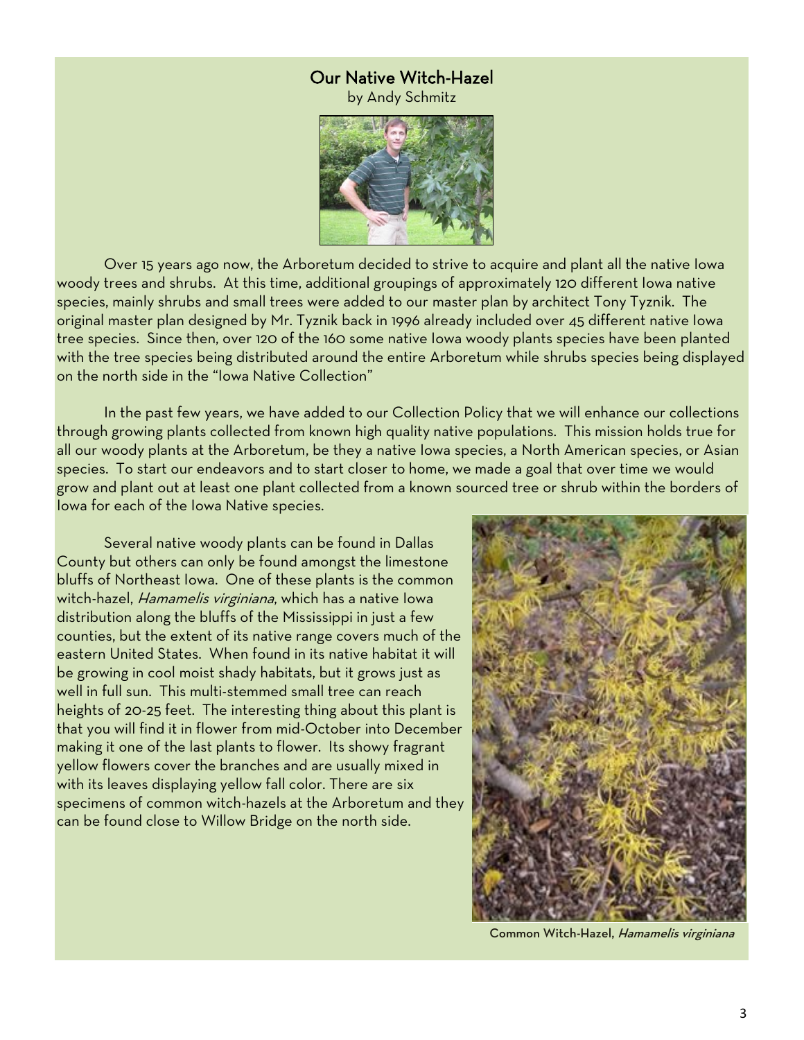## Our Native Witch-Hazel

by Andy Schmitz

Over 15 years ago now, the Arboretum decided to strive to acquire and plant all the native Iowa woody trees and shrubs. At this time, additional groupings of approximately 120 different Iowa native species, mainly shrubs and small trees were added to our master plan by architect Tony Tyznik. The original master plan designed by Mr. Tyznik back in 1996 already included over 45 different native Iowa tree species. Since then, over 120 of the 160 some native Iowa woody plants species have been planted with the tree species being distributed around the entire Arboretum while shrubs species being displayed on the north side in the "Iowa Native Collection"

In the past few years, we have added to our Collection Policy that we will enhance our collections through growing plants collected from known high quality native populations. This mission holds true for all our woody plants at the Arboretum, be they a native Iowa species, a North American species, or Asian species. To start our endeavors and to start closer to home, we made a goal that over time we would grow and plant out at least one plant collected from a known sourced tree or shrub within the borders of Iowa for each of the Iowa Native species.

Several native woody plants can be found in Dallas County but others can only be found amongst the limestone bluffs of Northeast Iowa. One of these plants is the common witch-hazel, *Hamamelis virginiana*, which has a native Iowa distribution along the bluffs of the Mississippi in just a few counties, but the extent of its native range covers much of the eastern United States. When found in its native habitat it will be growing in cool moist shady habitats, but it grows just as well in full sun. This multi-stemmed small tree can reach heights of 20-25 feet. The interesting thing about this plant is that you will find it in flower from mid-October into December making it one of the last plants to flower. Its showy fragrant yellow flowers cover the branches and are usually mixed in with its leaves displaying yellow fall color. There are six specimens of common witch-hazels at the Arboretum and they can be found close to Willow Bridge on the north side.

Common Witch-Hazel, *Hamamelis virginiana*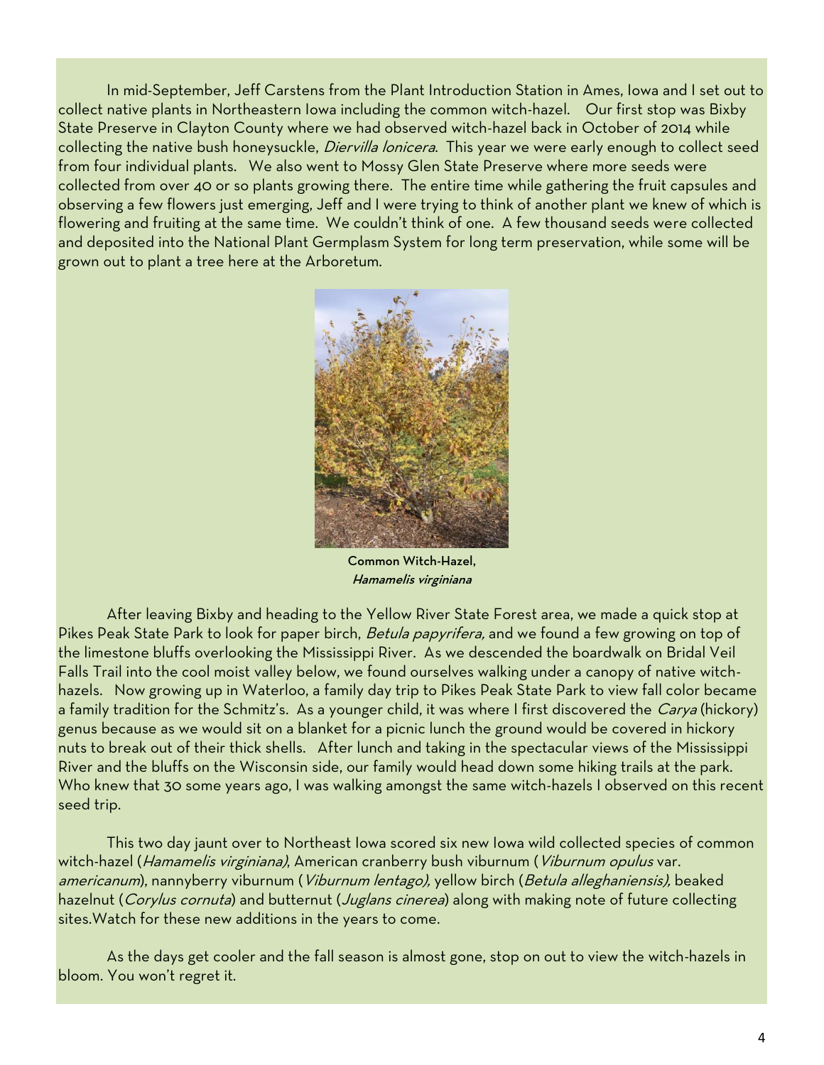In mid-September, Jeff Carstens from the Plant Introduction Station in Ames, Iowa and I set out to collect native plants in Northeastern Iowa including the common witch-hazel. Our first stop was Bixby State Preserve in Clayton County where we had observed witch-hazel back in October of 2014 while collecting the native bush honeysuckle, *Diervilla lonicera*. This year we were early enough to collect seed from four individual plants. We also went to Mossy Glen State Preserve where more seeds were collected from over 40 or so plants growing there. The entire time while gathering the fruit capsules and observing a few flowers just emerging, Jeff and I were trying to think of another plant we knew of which is flowering and fruiting at the same time. We couldn't think of one. A few thousand seeds were collected and deposited into the National Plant Germplasm System for long term preservation, while some will be grown out to plant a tree here at the Arboretum.

**Common Witch-Hazel,**
***Hamamelis virginiana***

After leaving Bixby and heading to the Yellow River State Forest area, we made a quick stop at Pikes Peak State Park to look for paper birch, *Betula papyrifera,* and we found a few growing on top of the limestone bluffs overlooking the Mississippi River. As we descended the boardwalk on Bridal Veil Falls Trail into the cool moist valley below, we found ourselves walking under a canopy of native witch-hazels. Now growing up in Waterloo, a family day trip to Pikes Peak State Park to view fall color became a family tradition for the Schmitz's. As a younger child, it was where I first discovered the *Carya* (hickory) genus because as we would sit on a blanket for a picnic lunch the ground would be covered in hickory nuts to break out of their thick shells. After lunch and taking in the spectacular views of the Mississippi River and the bluffs on the Wisconsin side, our family would head down some hiking trails at the park. Who knew that 30 some years ago, I was walking amongst the same witch-hazels I observed on this recent seed trip.

This two day jaunt over to Northeast Iowa scored six new Iowa wild collected species of common witch-hazel (*Hamamelis virginiana),* American cranberry bush viburnum (*Viburnum opulus* var. *americanum*), nannyberry viburnum (*Viburnum lentago),* yellow birch (*Betula alleghaniensis),* beaked hazelnut (*Corylus cornuta*) and butternut (*Juglans cinerea*) along with making note of future collecting sites.Watch for these new additions in the years to come.

As the days get cooler and the fall season is almost gone, stop on out to view the witch-hazels in bloom. You won't regret it.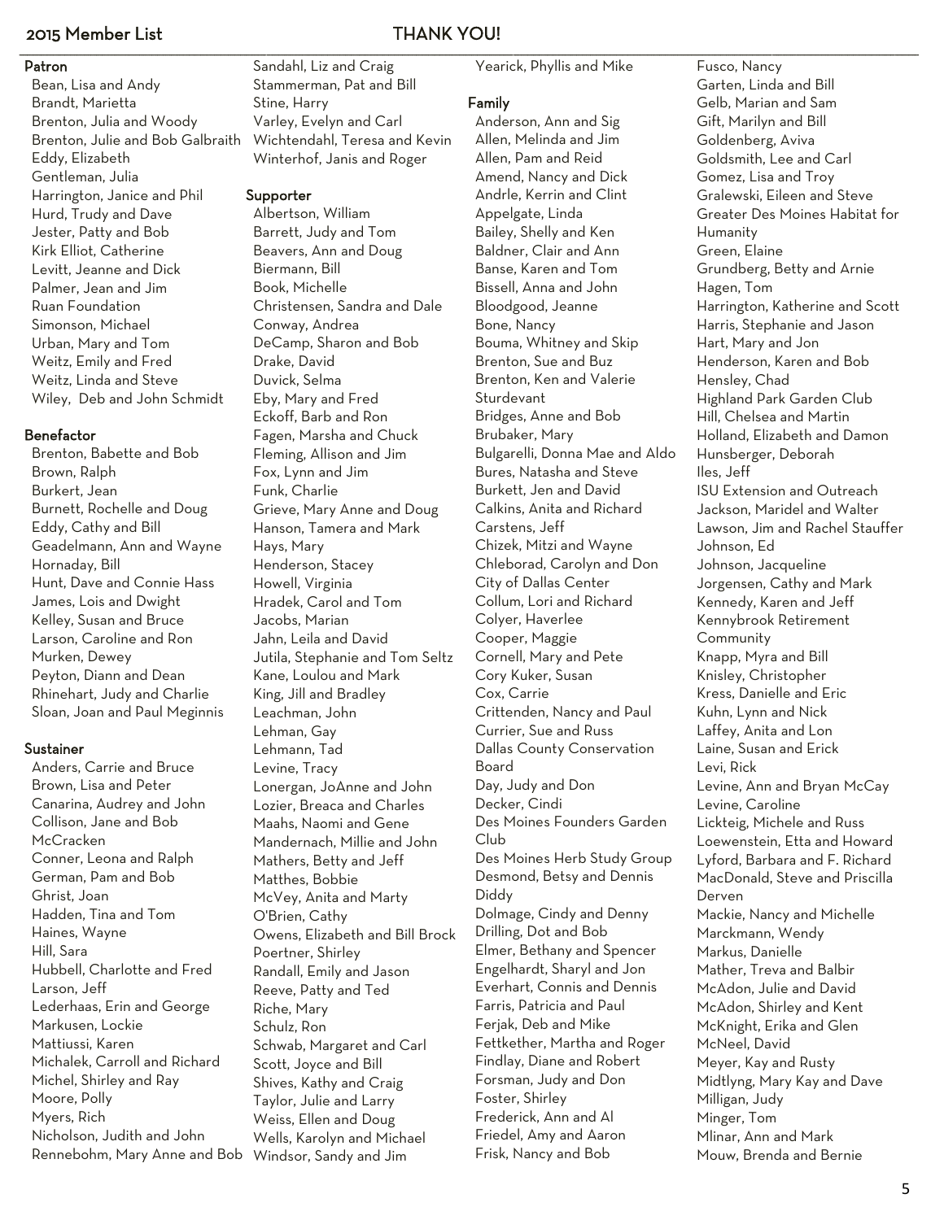# 2015 Member List

## THANK YOU!

### Patron

- Bean, Lisa and Andy
- Brandt, Marietta
- Brenton, Julia and Woody
- Brenton, Julie and Bob Galbraith
- Eddy, Elizabeth
- Gentleman, Julia
- Harrington, Janice and Phil
- Hurd, Trudy and Dave
- Jester, Patty and Bob
- Kirk Elliot, Catherine
- Levitt, Jeanne and Dick
- Palmer, Jean and Jim
- Ruan Foundation
- Simonson, Michael
- Urban, Mary and Tom
- Weitz, Emily and Fred
- Weitz, Linda and Steve
- Wiley, Deb and John Schmidt

### Benefactor

- Brenton, Babette and Bob
- Brown, Ralph
- Burkert, Jean
- Burnett, Rochelle and Doug
- Eddy, Cathy and Bill
- Geadelmann, Ann and Wayne
- Hornaday, Bill
- Hunt, Dave and Connie Hass
- James, Lois and Dwight
- Kelley, Susan and Bruce
- Larson, Caroline and Ron
- Murken, Dewey
- Peyton, Diann and Dean
- Rhinehart, Judy and Charlie
- Sloan, Joan and Paul Meginnis

### Sustainer

- Anders, Carrie and Bruce
- Brown, Lisa and Peter
- Canarina, Audrey and John
- Collison, Jane and Bob McCracken
- Conner, Leona and Ralph
- German, Pam and Bob
- Ghrist, Joan
- Hadden, Tina and Tom
- Haines, Wayne
- Hill, Sara
- Hubbell, Charlotte and Fred
- Larson, Jeff
- Lederhaas, Erin and George
- Markusen, Lockie
- Mattiussi, Karen
- Michalek, Carroll and Richard
- Michel, Shirley and Ray
- Moore, Polly
- Myers, Rich
- Nicholson, Judith and John
- Rennebohm, Mary Anne and Bob
- Sandahl, Liz and Craig
- Stammerman, Pat and Bill
- Stine, Harry
- Varley, Evelyn and Carl
- Wichtendahl, Teresa and Kevin
- Winterhof, Janis and Roger

### Supporter

- Albertson, William
- Barrett, Judy and Tom
- Beavers, Ann and Doug
- Biermann, Bill
- Book, Michelle
- Christensen, Sandra and Dale
- Conway, Andrea
- DeCamp, Sharon and Bob
- Drake, David
- Duvick, Selma
- Eby, Mary and Fred
- Eckoff, Barb and Ron
- Fagen, Marsha and Chuck
- Fleming, Allison and Jim
- Fox, Lynn and Jim
- Funk, Charlie
- Grieve, Mary Anne and Doug
- Hanson, Tamera and Mark
- Hays, Mary
- Henderson, Stacey
- Howell, Virginia
- Hradek, Carol and Tom
- Jacobs, Marian
- Jahn, Leila and David
- Jutila, Stephanie and Tom Seltz
- Kane, Loulou and Mark
- King, Jill and Bradley
- Leachman, John
- Lehman, Gay
- Lehmann, Tad
- Levine, Tracy
- Lonergan, JoAnne and John
- Lozier, Breaca and Charles
- Maahs, Naomi and Gene
- Mandernach, Millie and John
- Mathers, Betty and Jeff
- Matthes, Bobbie
- McVey, Anita and Marty
- O'Brien, Cathy
- Owens, Elizabeth and Bill Brock
- Poertner, Shirley
- Randall, Emily and Jason
- Reeve, Patty and Ted
- Riche, Mary
- Schulz, Ron
- Schwab, Margaret and Carl
- Scott, Joyce and Bill
- Shives, Kathy and Craig
- Taylor, Julie and Larry
- Weiss, Ellen and Doug
- Wells, Karolyn and Michael
- Windsor, Sandy and Jim
- Yearick, Phyllis and Mike

### Family

- Anderson, Ann and Sig
- Allen, Melinda and Jim
- Allen, Pam and Reid
- Amend, Nancy and Dick
- Andrle, Kerrin and Clint
- Appelgate, Linda
- Bailey, Shelly and Ken
- Baldner, Clair and Ann
- Banse, Karen and Tom
- Bissell, Anna and John
- Bloodgood, Jeanne
- Bone, Nancy
- Bouma, Whitney and Skip
- Brenton, Sue and Buz
- Brenton, Ken and Valerie Sturdevant
- Bridges, Anne and Bob
- Brubaker, Mary
- Bulgarelli, Donna Mae and Aldo
- Bures, Natasha and Steve
- Burkett, Jen and David
- Calkins, Anita and Richard
- Carstens, Jeff
- Chizek, Mitzi and Wayne
- Chleborad, Carolyn and Don
- City of Dallas Center
- Collum, Lori and Richard
- Colyer, Haverlee
- Cooper, Maggie
- Cornell, Mary and Pete
- Cory Kuker, Susan
- Cox, Carrie
- Crittenden, Nancy and Paul
- Currier, Sue and Russ
- Dallas County Conservation Board
- Day, Judy and Don
- Decker, Cindi
- Des Moines Founders Garden Club
- Des Moines Herb Study Group
- Desmond, Betsy and Dennis
- Diddy
- Dolmage, Cindy and Denny
- Drilling, Dot and Bob
- Elmer, Bethany and Spencer
- Engelhardt, Sharyl and Jon
- Everhart, Connis and Dennis
- Farris, Patricia and Paul
- Ferjak, Deb and Mike
- Fettkether, Martha and Roger
- Findlay, Diane and Robert
- Forsman, Judy and Don
- Foster, Shirley
- Frederick, Ann and Al
- Friedel, Amy and Aaron
- Frisk, Nancy and Bob
- Fusco, Nancy
- Garten, Linda and Bill
- Gelb, Marian and Sam
- Gift, Marilyn and Bill
- Goldenberg, Aviva
- Goldsmith, Lee and Carl
- Gomez, Lisa and Troy
- Gralewski, Eileen and Steve
- Greater Des Moines Habitat for Humanity
- Green, Elaine
- Grundberg, Betty and Arnie
- Hagen, Tom
- Harrington, Katherine and Scott
- Harris, Stephanie and Jason
- Hart, Mary and Jon
- Henderson, Karen and Bob
- Hensley, Chad
- Highland Park Garden Club
- Hill, Chelsea and Martin
- Holland, Elizabeth and Damon
- Hunsberger, Deborah
- Iles, Jeff
- ISU Extension and Outreach
- Jackson, Maridel and Walter
- Lawson, Jim and Rachel Stauffer
- Johnson, Ed
- Johnson, Jacqueline
- Jorgensen, Cathy and Mark
- Kennedy, Karen and Jeff
- Kennybrook Retirement Community
- Knapp, Myra and Bill
- Knisley, Christopher
- Kress, Danielle and Eric
- Kuhn, Lynn and Nick
- Laffey, Anita and Lon
- Laine, Susan and Erick
- Levi, Rick
- Levine, Ann and Bryan McCay
- Levine, Caroline
- Lickteig, Michele and Russ
- Loewenstein, Etta and Howard
- Lyford, Barbara and F. Richard
- MacDonald, Steve and Priscilla Derven
- Mackie, Nancy and Michelle
- Marckmann, Wendy
- Markus, Danielle
- Mather, Treva and Balbir
- McAdon, Julie and David
- McAdon, Shirley and Kent
- McKnight, Erika and Glen
- McNeel, David
- Meyer, Kay and Rusty
- Midtlyng, Mary Kay and Dave
- Milligan, Judy
- Minger, Tom
- Mlinar, Ann and Mark
- Mouw, Brenda and Bernie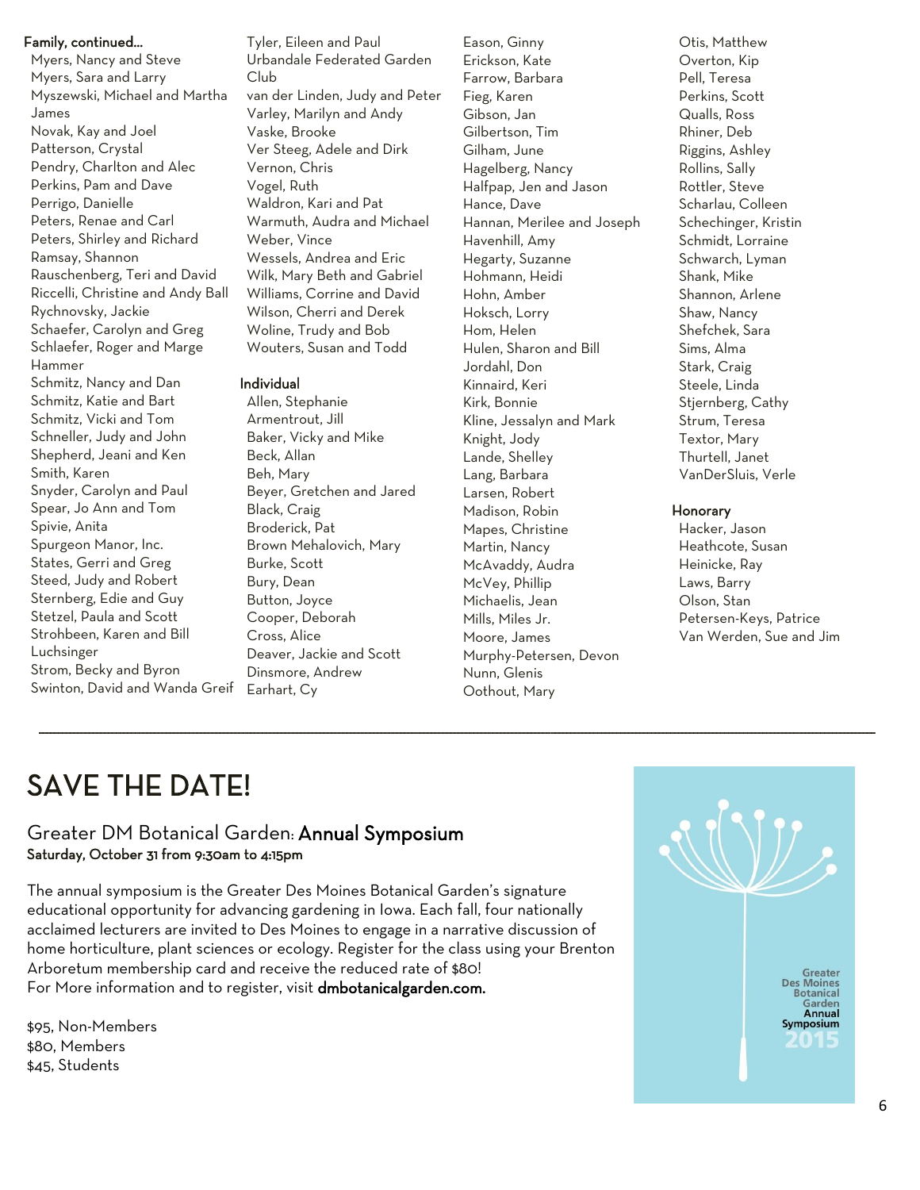**Family, continued…**

Myers, Nancy and Steve
Myers, Sara and Larry
Myszewski, Michael and Martha James
Novak, Kay and Joel
Patterson, Crystal
Pendry, Charlton and Alec
Perkins, Pam and Dave
Perrigo, Danielle
Peters, Renae and Carl
Peters, Shirley and Richard
Ramsay, Shannon
Rauschenberg, Teri and David
Riccelli, Christine and Andy Ball
Rychnovsky, Jackie
Schaefer, Carolyn and Greg
Schlaefer, Roger and Marge Hammer
Schmitz, Nancy and Dan
Schmitz, Katie and Bart
Schmitz, Vicki and Tom
Schneller, Judy and John
Shepherd, Jeani and Ken
Smith, Karen
Snyder, Carolyn and Paul
Spear, Jo Ann and Tom
Spivie, Anita
Spurgeon Manor, Inc.
States, Gerri and Greg
Steed, Judy and Robert
Sternberg, Edie and Guy
Stetzel, Paula and Scott
Strohbeen, Karen and Bill Luchsinger
Strom, Becky and Byron
Swinton, David and Wanda Greif
Tyler, Eileen and Paul
Urbandale Federated Garden Club
van der Linden, Judy and Peter
Varley, Marilyn and Andy
Vaske, Brooke
Ver Steeg, Adele and Dirk
Vernon, Chris
Vogel, Ruth
Waldron, Kari and Pat
Warmuth, Audra and Michael
Weber, Vince
Wessels, Andrea and Eric
Wilk, Mary Beth and Gabriel
Williams, Corrine and David
Wilson, Cherri and Derek
Woline, Trudy and Bob
Wouters, Susan and Todd

**Individual**

Allen, Stephanie
Armentrout, Jill
Baker, Vicky and Mike
Beck, Allan
Beh, Mary
Beyer, Gretchen and Jared
Black, Craig
Broderick, Pat
Brown Mehalovich, Mary
Burke, Scott
Bury, Dean
Button, Joyce
Cooper, Deborah
Cross, Alice
Deaver, Jackie and Scott
Dinsmore, Andrew
Earhart, Cy
Eason, Ginny
Erickson, Kate
Farrow, Barbara
Fieg, Karen
Gibson, Jan
Gilbertson, Tim
Gilham, June
Hagelberg, Nancy
Halfpap, Jen and Jason
Hance, Dave
Hannan, Merilee and Joseph
Havenhill, Amy
Hegarty, Suzanne
Hohmann, Heidi
Hohn, Amber
Hoksch, Lorry
Hom, Helen
Hulen, Sharon and Bill
Jordahl, Don
Kinnaird, Keri
Kirk, Bonnie
Kline, Jessalyn and Mark
Knight, Jody
Lande, Shelley
Lang, Barbara
Larsen, Robert
Madison, Robin
Mapes, Christine
Martin, Nancy
McAvaddy, Audra
McVey, Phillip
Michaelis, Jean
Mills, Miles Jr.
Moore, James
Murphy-Petersen, Devon
Nunn, Glenis
Oothout, Mary
Otis, Matthew
Overton, Kip
Pell, Teresa
Perkins, Scott
Qualls, Ross
Rhiner, Deb
Riggins, Ashley
Rollins, Sally
Rottler, Steve
Scharlau, Colleen
Schechinger, Kristin
Schmidt, Lorraine
Schwarch, Lyman
Shank, Mike
Shannon, Arlene
Shaw, Nancy
Shefchek, Sara
Sims, Alma
Stark, Craig
Steele, Linda
Stjernberg, Cathy
Strum, Teresa
Textor, Mary
Thurtell, Janet
VanDerSluis, Verle

**Honorary**

Hacker, Jason
Heathcote, Susan
Heinicke, Ray
Laws, Barry
Olson, Stan
Petersen-Keys, Patrice
Van Werden, Sue and Jim

---

# SAVE THE DATE!

## Greater DM Botanical Garden: **Annual Symposium**

**Saturday, October 31 from 9:30am to 4:15pm**

The annual symposium is the Greater Des Moines Botanical Garden's signature educational opportunity for advancing gardening in Iowa. Each fall, four nationally acclaimed lecturers are invited to Des Moines to engage in a narrative discussion of home horticulture, plant sciences or ecology. Register for the class using your Brenton Arboretum membership card and receive the reduced rate of $80!
For More information and to register, visit **dmbotanicalgarden.com.**

$95, Non-Members
$80, Members
$45, Students

Greater Des Moines Botanical Garden Annual Symposium 2015